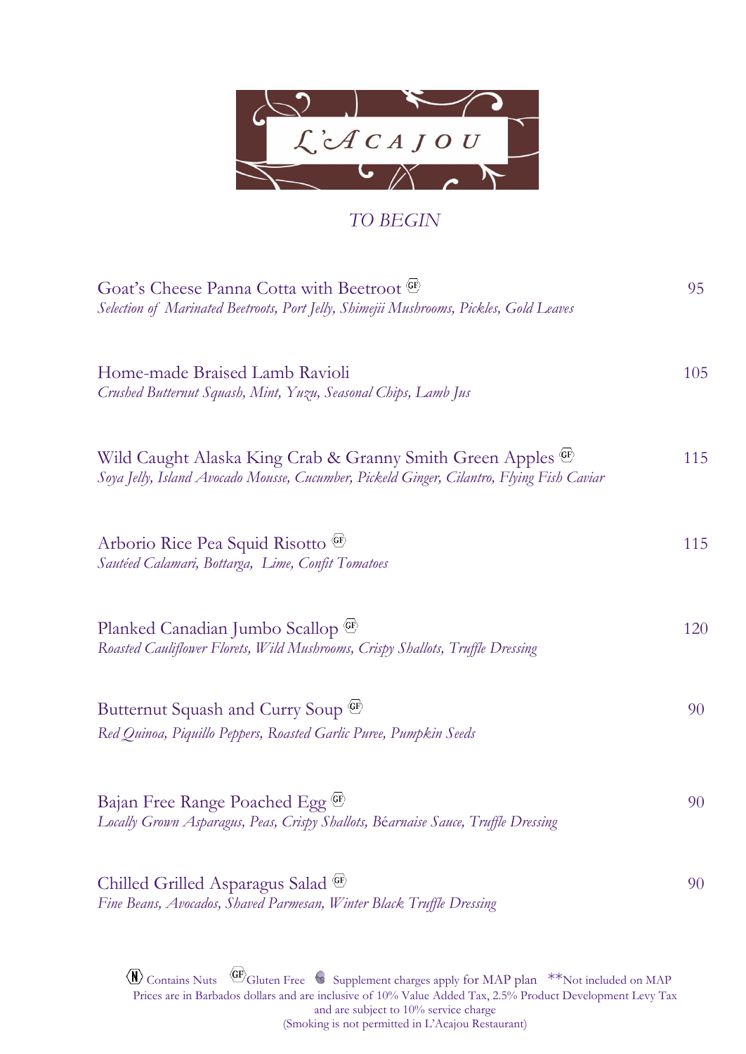# L'ACAJOU

## *TO BEGIN*

Goat's Cheese Panna Cotta with Beetroot (GF) — 95
*Selection of Marinated Beetroots, Port Jelly, Shimejii Mushrooms, Pickles, Gold Leaves*

Home-made Braised Lamb Ravioli — 105
*Crushed Butternut Squash, Mint, Yuzu, Seasonal Chips, Lamb Jus*

Wild Caught Alaska King Crab & Granny Smith Green Apples (GF) — 115
*Soya Jelly, Island Avocado Mousse, Cucumber, Pickeld Ginger, Cilantro, Flying Fish Caviar*

Arborio Rice Pea Squid Risotto (GF) — 115
*Sautéed Calamari, Bottarga, Lime, Confit Tomatoes*

Planked Canadian Jumbo Scallop (GF) — 120
*Roasted Cauliflower Florets, Wild Mushrooms, Crispy Shallots, Truffle Dressing*

Butternut Squash and Curry Soup (GF) — 90
*Red Quinoa, Piquillo Peppers, Roasted Garlic Puree, Pumpkin Seeds*

Bajan Free Range Poached Egg (GF) — 90
*Locally Grown Asparagus, Peas, Crispy Shallots, Béarnaise Sauce, Truffle Dressing*

Chilled Grilled Asparagus Salad (GF) — 90
*Fine Beans, Avocados, Shaved Parmesan, Winter Black Truffle Dressing*

(N) Contains Nuts (GF) Gluten Free Supplement charges apply for MAP plan \*\*Not included on MAP
Prices are in Barbados dollars and are inclusive of 10% Value Added Tax, 2.5% Product Development Levy Tax and are subject to 10% service charge
(Smoking is not permitted in L'Acajou Restaurant)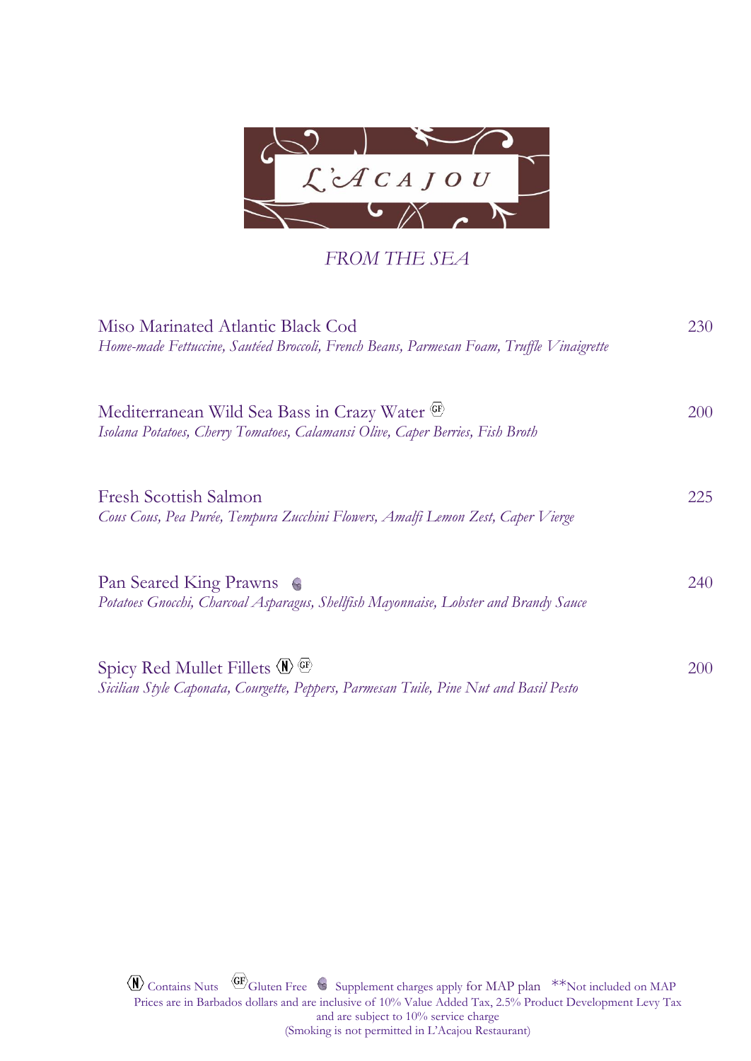# L'ACAJOU

## *FROM THE SEA*

Miso Marinated Atlantic Black Cod — 230
*Home-made Fettuccine, Sautéed Broccoli, French Beans, Parmesan Foam, Truffle Vinaigrette*

Mediterranean Wild Sea Bass in Crazy Water (GF) — 200
*Isolana Potatoes, Cherry Tomatoes, Calamansi Olive, Caper Berries, Fish Broth*

Fresh Scottish Salmon — 225
*Cous Cous, Pea Purée, Tempura Zucchini Flowers, Amalfi Lemon Zest, Caper Vierge*

Pan Seared King Prawns (Supplement) — 240
*Potatoes Gnocchi, Charcoal Asparagus, Shellfish Mayonnaise, Lobster and Brandy Sauce*

Spicy Red Mullet Fillets (N) (GF) — 200
*Sicilian Style Caponata, Courgette, Peppers, Parmesan Tuile, Pine Nut and Basil Pesto*

(N) Contains Nuts (GF) Gluten Free (Supplement) Supplement charges apply for MAP plan \*\*Not included on MAP
Prices are in Barbados dollars and are inclusive of 10% Value Added Tax, 2.5% Product Development Levy Tax and are subject to 10% service charge
(Smoking is not permitted in L'Acajou Restaurant)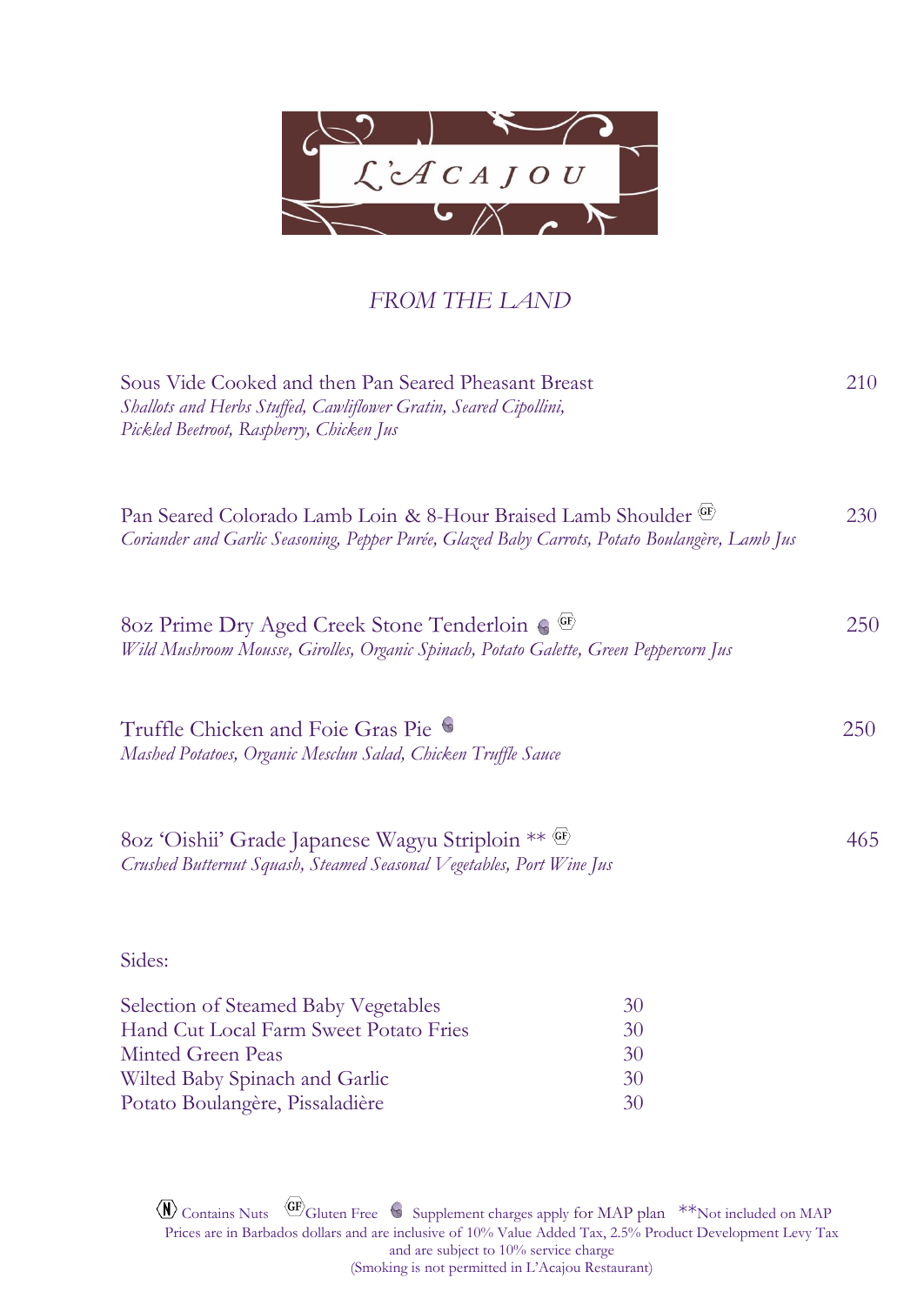# L'ACAJOU

## *FROM THE LAND*

**Sous Vide Cooked and then Pan Seared Pheasant Breast** — 210
*Shallots and Herbs Stuffed, Cawliflower Gratin, Seared Cipollini, Pickled Beetroot, Raspberry, Chicken Jus*

**Pan Seared Colorado Lamb Loin & 8-Hour Braised Lamb Shoulder** (GF) — 230
*Coriander and Garlic Seasoning, Pepper Purée, Glazed Baby Carrots, Potato Boulangère, Lamb Jus*

**8oz Prime Dry Aged Creek Stone Tenderloin** (Supplement) (GF) — 250
*Wild Mushroom Mousse, Girolles, Organic Spinach, Potato Galette, Green Peppercorn Jus*

**Truffle Chicken and Foie Gras Pie** (Supplement) — 250
*Mashed Potatoes, Organic Mesclun Salad, Chicken Truffle Sauce*

**8oz 'Oishii' Grade Japanese Wagyu Striploin** ** (GF) — 465
*Crushed Butternut Squash, Steamed Seasonal Vegetables, Port Wine Jus*

Sides:

| | |
|---|---|
| Selection of Steamed Baby Vegetables | 30 |
| Hand Cut Local Farm Sweet Potato Fries | 30 |
| Minted Green Peas | 30 |
| Wilted Baby Spinach and Garlic | 30 |
| Potato Boulangère, Pissaladière | 30 |

(N) Contains Nuts (GF) Gluten Free (Supplement) Supplement charges apply for MAP plan **Not included on MAP
Prices are in Barbados dollars and are inclusive of 10% Value Added Tax, 2.5% Product Development Levy Tax and are subject to 10% service charge
(Smoking is not permitted in L'Acajou Restaurant)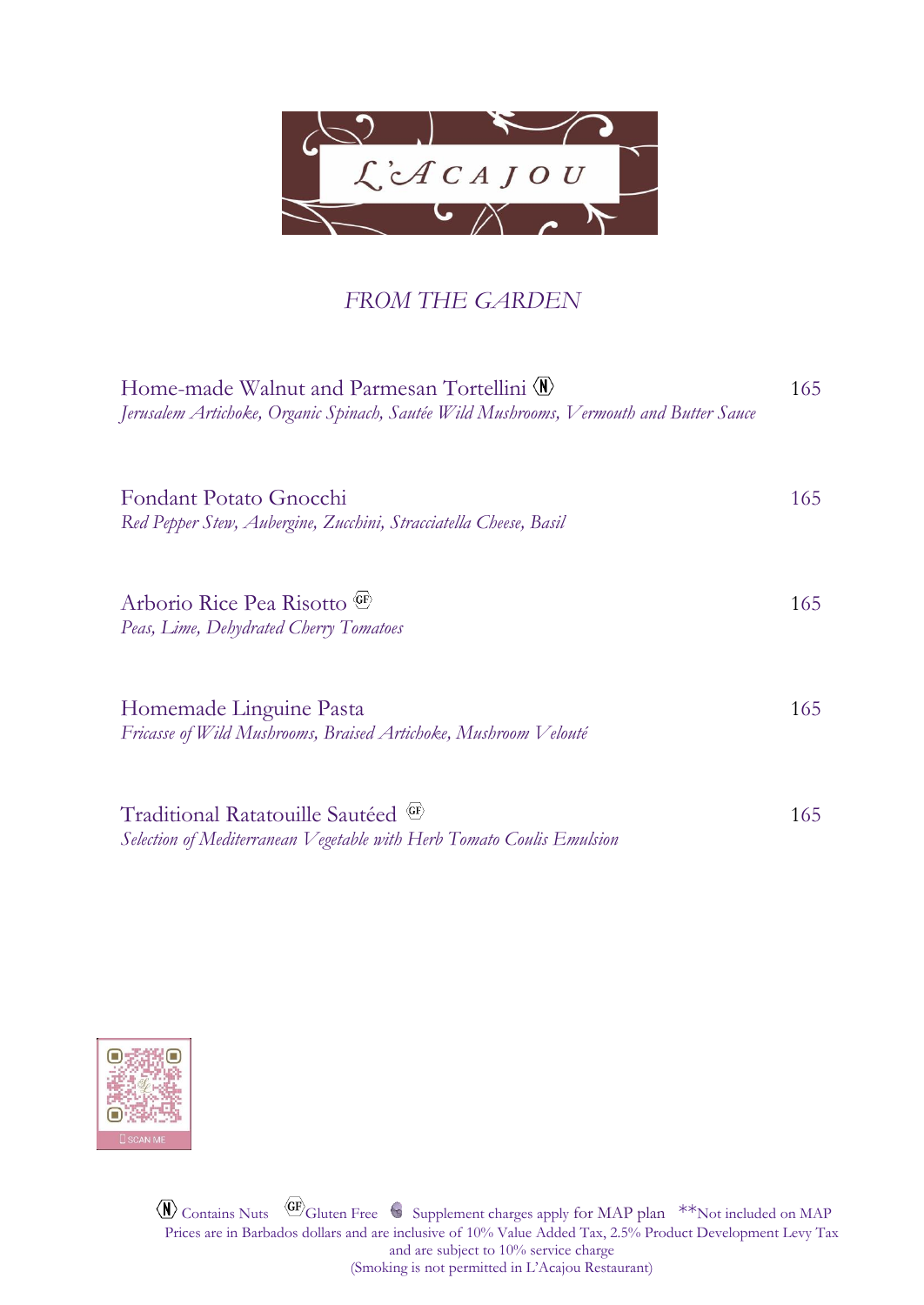# L'ACAJOU

## *FROM THE GARDEN*

Home-made Walnut and Parmesan Tortellini (N) 165
*Jerusalem Artichoke, Organic Spinach, Sautée Wild Mushrooms, Vermouth and Butter Sauce*

Fondant Potato Gnocchi 165
*Red Pepper Stew, Aubergine, Zucchini, Stracciatella Cheese, Basil*

Arborio Rice Pea Risotto (GF) 165
*Peas, Lime, Dehydrated Cherry Tomatoes*

Homemade Linguine Pasta 165
*Fricasse of Wild Mushrooms, Braised Artichoke, Mushroom Velouté*

Traditional Ratatouille Sautéed (GF) 165
*Selection of Mediterranean Vegetable with Herb Tomato Coulis Emulsion*

SCAN ME

(N) Contains Nuts (GF) Gluten Free Supplement charges apply for MAP plan **Not included on MAP
Prices are in Barbados dollars and are inclusive of 10% Value Added Tax, 2.5% Product Development Levy Tax and are subject to 10% service charge
(Smoking is not permitted in L'Acajou Restaurant)